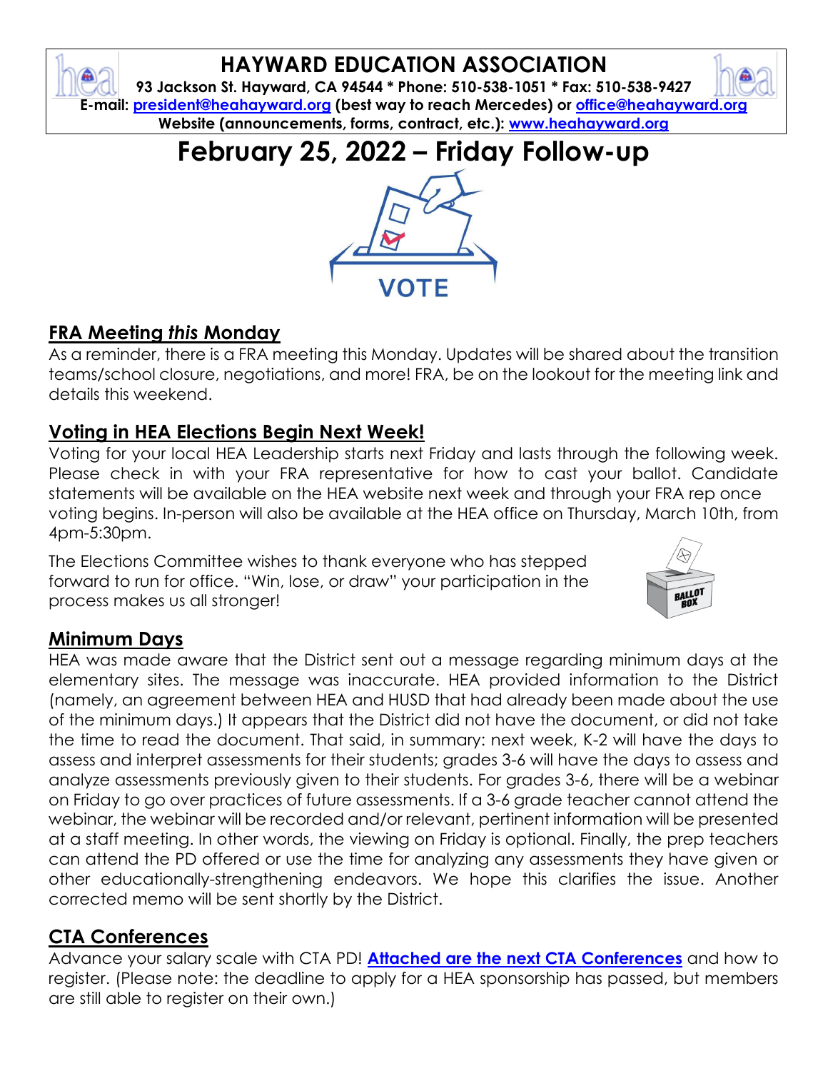# HAYWARD EDUCATION ASSOCIATION

**93 Jackson St. Hayward, CA 94544 * Phone: 510-538-1051 * Fax: 510-538-9427**
**E-mail: [president@heahayward.org](mailto:president@heahayward.org) (best way to reach Mercedes) or [office@heahayward.org](mailto:office@heahayward.org)**
**Website (announcements, forms, contract, etc.): [www.heahayward.org](http://www.heahayward.org)**

# February 25, 2022 – Friday Follow-up

## FRA Meeting *this* Monday

As a reminder, there is a FRA meeting this Monday. Updates will be shared about the transition teams/school closure, negotiations, and more! FRA, be on the lookout for the meeting link and details this weekend.

## Voting in HEA Elections Begin Next Week!

Voting for your local HEA Leadership starts next Friday and lasts through the following week. Please check in with your FRA representative for how to cast your ballot. Candidate statements will be available on the HEA website next week and through your FRA rep once voting begins. In-person will also be available at the HEA office on Thursday, March 10th, from 4pm-5:30pm.

The Elections Committee wishes to thank everyone who has stepped forward to run for office. "Win, lose, or draw" your participation in the process makes us all stronger!

## Minimum Days

HEA was made aware that the District sent out a message regarding minimum days at the elementary sites. The message was inaccurate. HEA provided information to the District (namely, an agreement between HEA and HUSD that had already been made about the use of the minimum days.) It appears that the District did not have the document, or did not take the time to read the document. That said, in summary: next week, K-2 will have the days to assess and interpret assessments for their students; grades 3-6 will have the days to assess and analyze assessments previously given to their students. For grades 3-6, there will be a webinar on Friday to go over practices of future assessments. If a 3-6 grade teacher cannot attend the webinar, the webinar will be recorded and/or relevant, pertinent information will be presented at a staff meeting. In other words, the viewing on Friday is optional. Finally, the prep teachers can attend the PD offered or use the time for analyzing any assessments they have given or other educationally-strengthening endeavors. We hope this clarifies the issue. Another corrected memo will be sent shortly by the District.

## CTA Conferences

Advance your salary scale with CTA PD! **Attached are the next CTA Conferences** and how to register. (Please note: the deadline to apply for a HEA sponsorship has passed, but members are still able to register on their own.)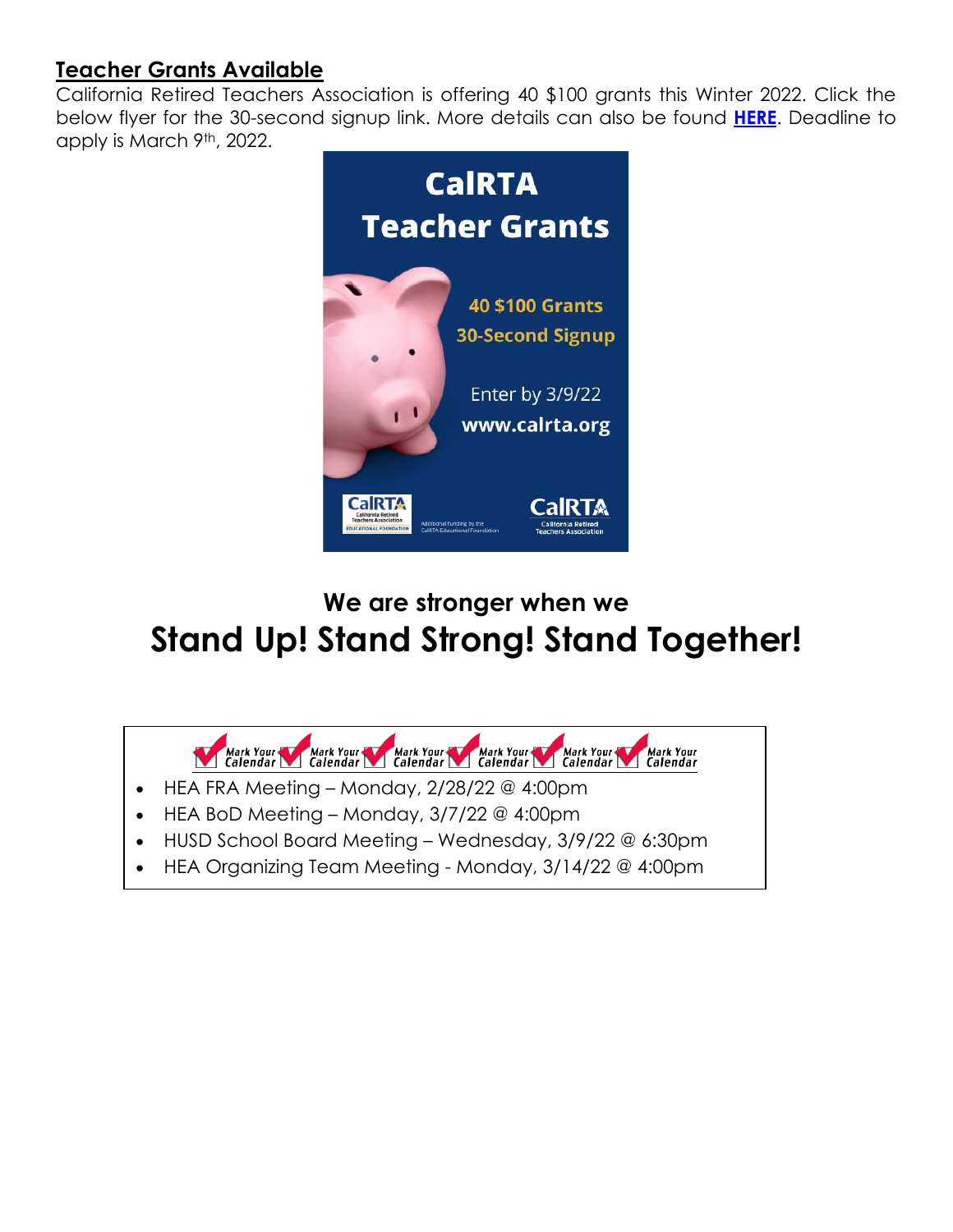## Teacher Grants Available

California Retired Teachers Association is offering 40 $100 grants this Winter 2022. Click the below flyer for the 30-second signup link. More details can also be found **HERE**. Deadline to apply is March 9th, 2022.

CalRTA
Teacher Grants

40 $100 Grants
30-Second Signup

Enter by 3/9/22
www.calrta.org

CalRTA California Retired Teachers Association EDUCATIONAL FOUNDATION

Additional funding by the CalRTA Educational Foundation

CalRTA California Retired Teachers Association

### We are stronger when we

## Stand Up! Stand Strong! Stand Together!

Mark Your Calendar Mark Your Calendar Mark Your Calendar Mark Your Calendar Mark Your Calendar Mark Your Calendar

- HEA FRA Meeting – Monday, 2/28/22 @ 4:00pm
- HEA BoD Meeting – Monday, 3/7/22 @ 4:00pm
- HUSD School Board Meeting – Wednesday, 3/9/22 @ 6:30pm
- HEA Organizing Team Meeting - Monday, 3/14/22 @ 4:00pm